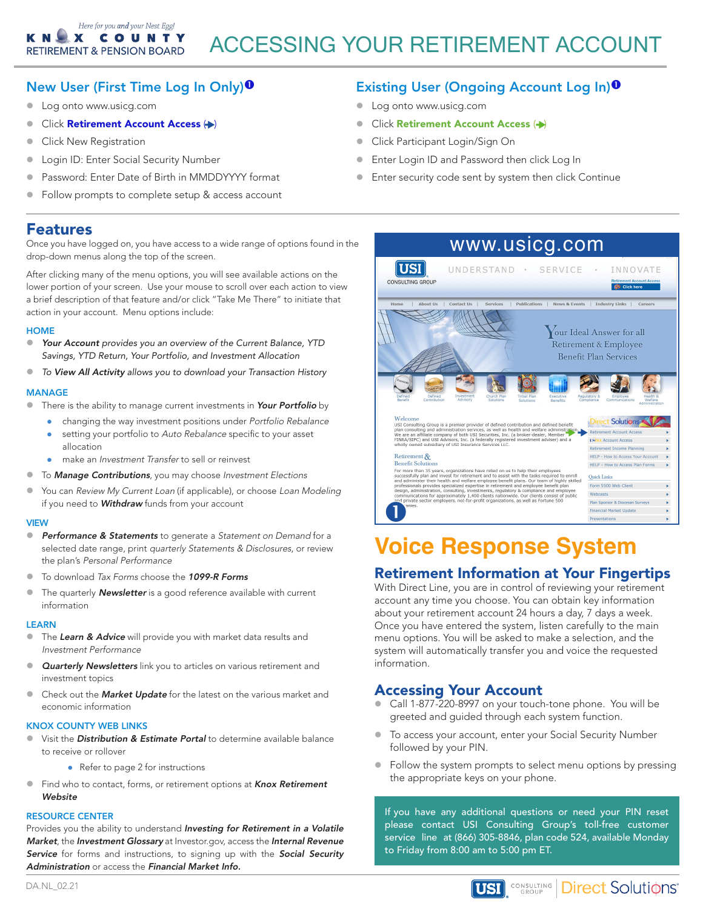Here for you and your Nest Egg!

KNOX COUNTY RETIREMENT & PENSION BOARD

# ACCESSING YOUR RETIREMENT ACCOUNT

## New User (First Time Log In Only)❶

- Log onto www.usicg.com
- Click **Retirement Account Access** (➔)
- Click New Registration
- Login ID: Enter Social Security Number
- Password: Enter Date of Birth in MMDDYYYY format
- Follow prompts to complete setup & access account

## Existing User (Ongoing Account Log In)❶

- Log onto www.usicg.com
- Click **Retirement Account Access** (➔)
- Click Participant Login/Sign On
- Enter Login ID and Password then click Log In
- Enter security code sent by system then click Continue

## Features

Once you have logged on, you have access to a wide range of options found in the drop-down menus along the top of the screen.

After clicking many of the menu options, you will see available actions on the lower portion of your screen. Use your mouse to scroll over each action to view a brief description of that feature and/or click "Take Me There" to initiate that action in your account. Menu options include:

### HOME

- ***Your Account*** *provides you an overview of the Current Balance, YTD Savings, YTD Return, Your Portfolio, and Investment Allocation*
- *To* ***View All Activity*** *allows you to download your Transaction History*

### MANAGE

- There is the ability to manage current investments in ***Your Portfolio*** by
  - changing the way investment positions under *Portfolio Rebalance*
  - setting your portfolio to *Auto Rebalance* specific to your asset allocation
  - make an *Investment Transfer* to sell or reinvest
- To ***Manage Contributions***, you may choose *Investment Elections*
- You can *Review My Current Loan* (if applicable), or choose *Loan Modeling* if you need to ***Withdraw*** funds from your account

### VIEW

- ***Performance & Statements*** to generate a *Statement on Demand* for a selected date range, print *quarterly Statements & Disclosures*, or review the plan's *Personal Performance*
- To download *Tax Forms* choose the ***1099-R Forms***
- The quarterly ***Newsletter*** is a good reference available with current information

### LEARN

- The ***Learn & Advice*** will provide you with market data results and *Investment Performance*
- ***Quarterly Newsletters*** link you to articles on various retirement and investment topics
- Check out the ***Market Update*** for the latest on the various market and economic information

### KNOX COUNTY WEB LINKS

- Visit the ***Distribution & Estimate Portal*** to determine available balance to receive or rollover
  - Refer to page 2 for instructions
- Find who to contact, forms, or retirement options at ***Knox Retirement Website***

### RESOURCE CENTER

Provides you the ability to understand ***Investing for Retirement in a Volatile Market***, the ***Investment Glossary*** at Investor.gov, access the ***Internal Revenue Service*** for forms and instructions, to signing up with the ***Social Security Administration*** or access the ***Financial Market Info.***

www.usicg.com

## Voice Response System

### Retirement Information at Your Fingertips

With Direct Line, you are in control of reviewing your retirement account any time you choose. You can obtain key information about your retirement account 24 hours a day, 7 days a week. Once you have entered the system, listen carefully to the main menu options. You will be asked to make a selection, and the system will automatically transfer you and voice the requested information.

### Accessing Your Account

- Call 1-877-220-8997 on your touch-tone phone. You will be greeted and guided through each system function.
- To access your account, enter your Social Security Number followed by your PIN.
- Follow the system prompts to select menu options by pressing the appropriate keys on your phone.

If you have any additional questions or need your PIN reset please contact USI Consulting Group's toll-free customer service line at (866) 305-8846, plan code 524, available Monday to Friday from 8:00 am to 5:00 pm ET.

DA.NL_02.21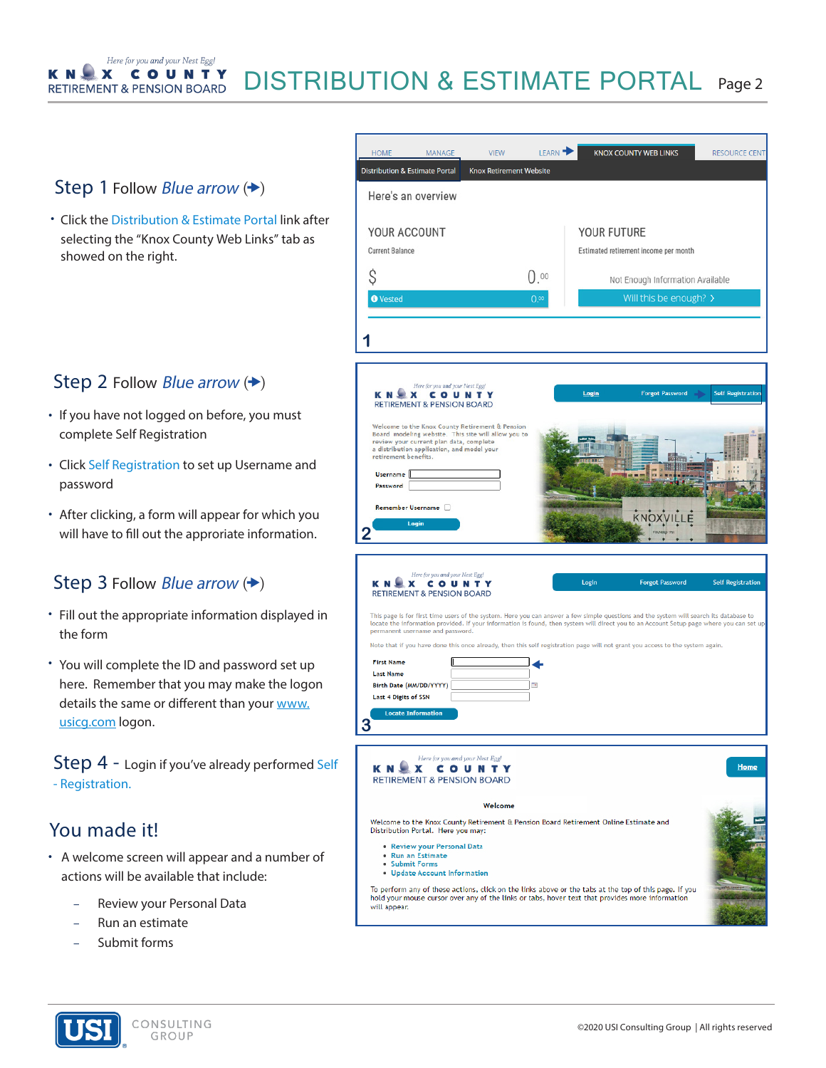# DISTRIBUTION & ESTIMATE PORTAL

## Step 1 Follow *Blue arrow* (➔)

- Click the Distribution & Estimate Portal link after selecting the "Knox County Web Links" tab as showed on the right.

## Step 2 Follow *Blue arrow* (➔)

- If you have not logged on before, you must complete Self Registration
- Click Self Registration to set up Username and password
- After clicking, a form will appear for which you will have to fill out the approriate information.

## Step 3 Follow *Blue arrow* (➔)

- Fill out the appropriate information displayed in the form
- You will complete the ID and password set up here. Remember that you may make the logon details the same or different than your www.usicg.com logon.

## Step 4 - Login if you've already performed Self - Registration.

## You made it!

- A welcome screen will appear and a number of actions will be available that include:
  - Review your Personal Data
  - Run an estimate
  - Submit forms

©2020 USI Consulting Group | All rights reserved